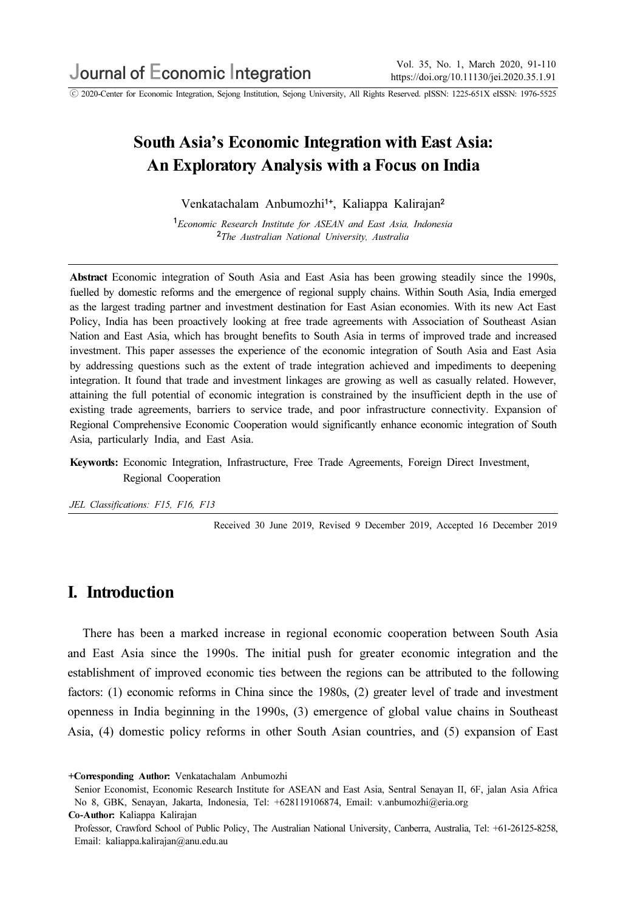# South Asia's Economic Integration with East Asia: An Exploratory Analysis with a Focus on India

Venkatachalam Anbumozhi[1+], Kaliappa Kalirajan[2]

[1] *Economic Research Institute for ASEAN and East Asia, Indonesia*
[2] *The Australian National University, Australia*

**Abstract** Economic integration of South Asia and East Asia has been growing steadily since the 1990s, fuelled by domestic reforms and the emergence of regional supply chains. Within South Asia, India emerged as the largest trading partner and investment destination for East Asian economies. With its new Act East Policy, India has been proactively looking at free trade agreements with Association of Southeast Asian Nation and East Asia, which has brought benefits to South Asia in terms of improved trade and increased investment. This paper assesses the experience of the economic integration of South Asia and East Asia by addressing questions such as the extent of trade integration achieved and impediments to deepening integration. It found that trade and investment linkages are growing as well as casually related. However, attaining the full potential of economic integration is constrained by the insufficient depth in the use of existing trade agreements, barriers to service trade, and poor infrastructure connectivity. Expansion of Regional Comprehensive Economic Cooperation would significantly enhance economic integration of South Asia, particularly India, and East Asia.

**Keywords:** Economic Integration, Infrastructure, Free Trade Agreements, Foreign Direct Investment, Regional Cooperation

*JEL Classifications: F15, F16, F13*

Received 30 June 2019, Revised 9 December 2019, Accepted 16 December 2019

## I. Introduction

There has been a marked increase in regional economic cooperation between South Asia and East Asia since the 1990s. The initial push for greater economic integration and the establishment of improved economic ties between the regions can be attributed to the following factors: (1) economic reforms in China since the 1980s, (2) greater level of trade and investment openness in India beginning in the 1990s, (3) emergence of global value chains in Southeast Asia, (4) domestic policy reforms in other South Asian countries, and (5) expansion of East

**+Corresponding Author:** Venkatachalam Anbumozhi
Senior Economist, Economic Research Institute for ASEAN and East Asia, Sentral Senayan II, 6F, jalan Asia Africa No 8, GBK, Senayan, Jakarta, Indonesia, Tel: +628119106874, Email: v.anbumozhi@eria.org

**Co-Author:** Kaliappa Kalirajan
Professor, Crawford School of Public Policy, The Australian National University, Canberra, Australia, Tel: +61-26125-8258, Email: kaliappa.kalirajan@anu.edu.au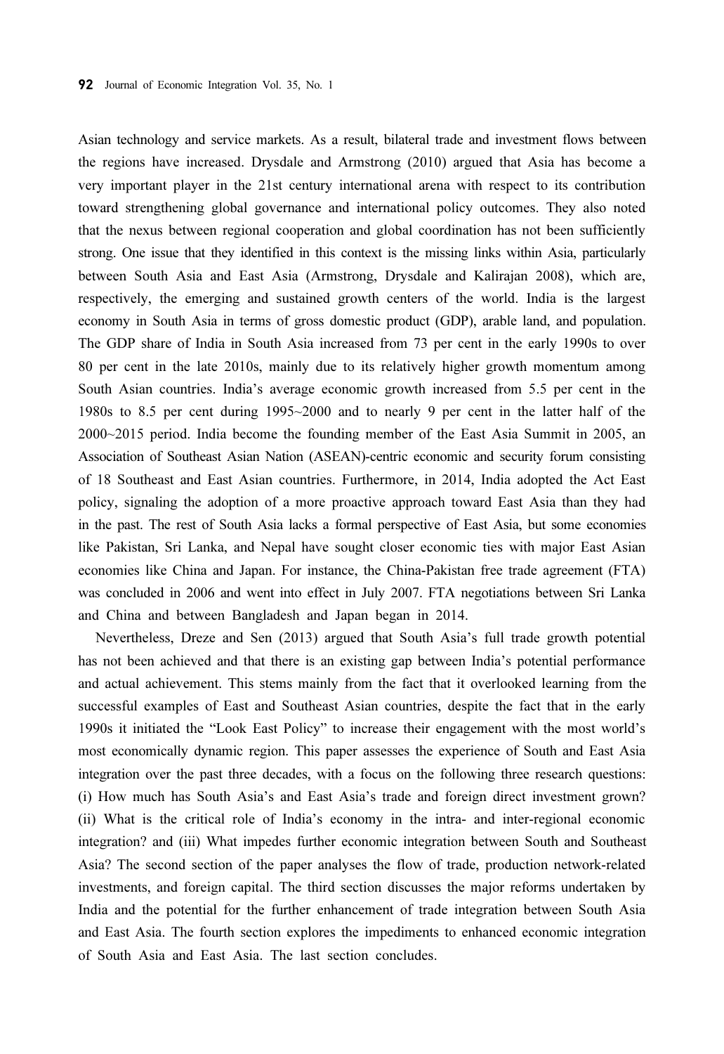Asian technology and service markets. As a result, bilateral trade and investment flows between the regions have increased. Drysdale and Armstrong (2010) argued that Asia has become a very important player in the 21st century international arena with respect to its contribution toward strengthening global governance and international policy outcomes. They also noted that the nexus between regional cooperation and global coordination has not been sufficiently strong. One issue that they identified in this context is the missing links within Asia, particularly between South Asia and East Asia (Armstrong, Drysdale and Kalirajan 2008), which are, respectively, the emerging and sustained growth centers of the world. India is the largest economy in South Asia in terms of gross domestic product (GDP), arable land, and population. The GDP share of India in South Asia increased from 73 per cent in the early 1990s to over 80 per cent in the late 2010s, mainly due to its relatively higher growth momentum among South Asian countries. India's average economic growth increased from 5.5 per cent in the 1980s to 8.5 per cent during 1995~2000 and to nearly 9 per cent in the latter half of the 2000~2015 period. India become the founding member of the East Asia Summit in 2005, an Association of Southeast Asian Nation (ASEAN)-centric economic and security forum consisting of 18 Southeast and East Asian countries. Furthermore, in 2014, India adopted the Act East policy, signaling the adoption of a more proactive approach toward East Asia than they had in the past. The rest of South Asia lacks a formal perspective of East Asia, but some economies like Pakistan, Sri Lanka, and Nepal have sought closer economic ties with major East Asian economies like China and Japan. For instance, the China-Pakistan free trade agreement (FTA) was concluded in 2006 and went into effect in July 2007. FTA negotiations between Sri Lanka and China and between Bangladesh and Japan began in 2014.

Nevertheless, Dreze and Sen (2013) argued that South Asia's full trade growth potential has not been achieved and that there is an existing gap between India's potential performance and actual achievement. This stems mainly from the fact that it overlooked learning from the successful examples of East and Southeast Asian countries, despite the fact that in the early 1990s it initiated the "Look East Policy" to increase their engagement with the most world's most economically dynamic region. This paper assesses the experience of South and East Asia integration over the past three decades, with a focus on the following three research questions: (i) How much has South Asia's and East Asia's trade and foreign direct investment grown? (ii) What is the critical role of India's economy in the intra- and inter-regional economic integration? and (iii) What impedes further economic integration between South and Southeast Asia? The second section of the paper analyses the flow of trade, production network-related investments, and foreign capital. The third section discusses the major reforms undertaken by India and the potential for the further enhancement of trade integration between South Asia and East Asia. The fourth section explores the impediments to enhanced economic integration of South Asia and East Asia. The last section concludes.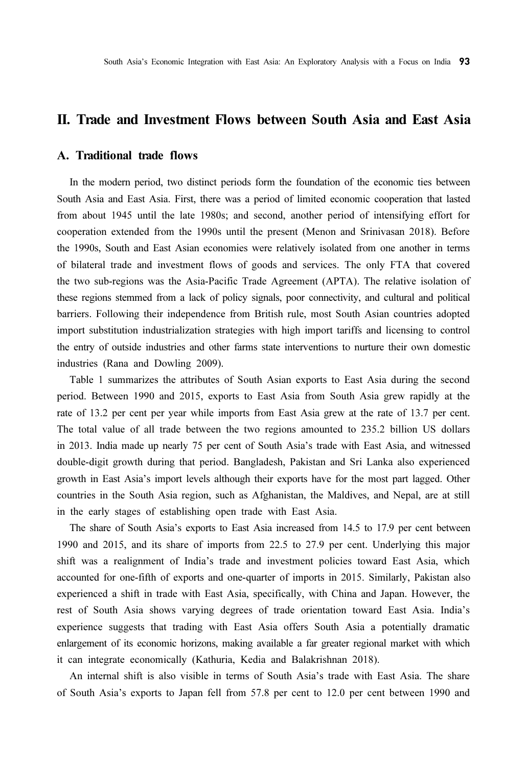## II. Trade and Investment Flows between South Asia and East Asia

### A. Traditional trade flows

In the modern period, two distinct periods form the foundation of the economic ties between South Asia and East Asia. First, there was a period of limited economic cooperation that lasted from about 1945 until the late 1980s; and second, another period of intensifying effort for cooperation extended from the 1990s until the present (Menon and Srinivasan 2018). Before the 1990s, South and East Asian economies were relatively isolated from one another in terms of bilateral trade and investment flows of goods and services. The only FTA that covered the two sub-regions was the Asia-Pacific Trade Agreement (APTA). The relative isolation of these regions stemmed from a lack of policy signals, poor connectivity, and cultural and political barriers. Following their independence from British rule, most South Asian countries adopted import substitution industrialization strategies with high import tariffs and licensing to control the entry of outside industries and other farms state interventions to nurture their own domestic industries (Rana and Dowling 2009).

Table 1 summarizes the attributes of South Asian exports to East Asia during the second period. Between 1990 and 2015, exports to East Asia from South Asia grew rapidly at the rate of 13.2 per cent per year while imports from East Asia grew at the rate of 13.7 per cent. The total value of all trade between the two regions amounted to 235.2 billion US dollars in 2013. India made up nearly 75 per cent of South Asia's trade with East Asia, and witnessed double-digit growth during that period. Bangladesh, Pakistan and Sri Lanka also experienced growth in East Asia's import levels although their exports have for the most part lagged. Other countries in the South Asia region, such as Afghanistan, the Maldives, and Nepal, are at still in the early stages of establishing open trade with East Asia.

The share of South Asia's exports to East Asia increased from 14.5 to 17.9 per cent between 1990 and 2015, and its share of imports from 22.5 to 27.9 per cent. Underlying this major shift was a realignment of India's trade and investment policies toward East Asia, which accounted for one-fifth of exports and one-quarter of imports in 2015. Similarly, Pakistan also experienced a shift in trade with East Asia, specifically, with China and Japan. However, the rest of South Asia shows varying degrees of trade orientation toward East Asia. India's experience suggests that trading with East Asia offers South Asia a potentially dramatic enlargement of its economic horizons, making available a far greater regional market with which it can integrate economically (Kathuria, Kedia and Balakrishnan 2018).

An internal shift is also visible in terms of South Asia's trade with East Asia. The share of South Asia's exports to Japan fell from 57.8 per cent to 12.0 per cent between 1990 and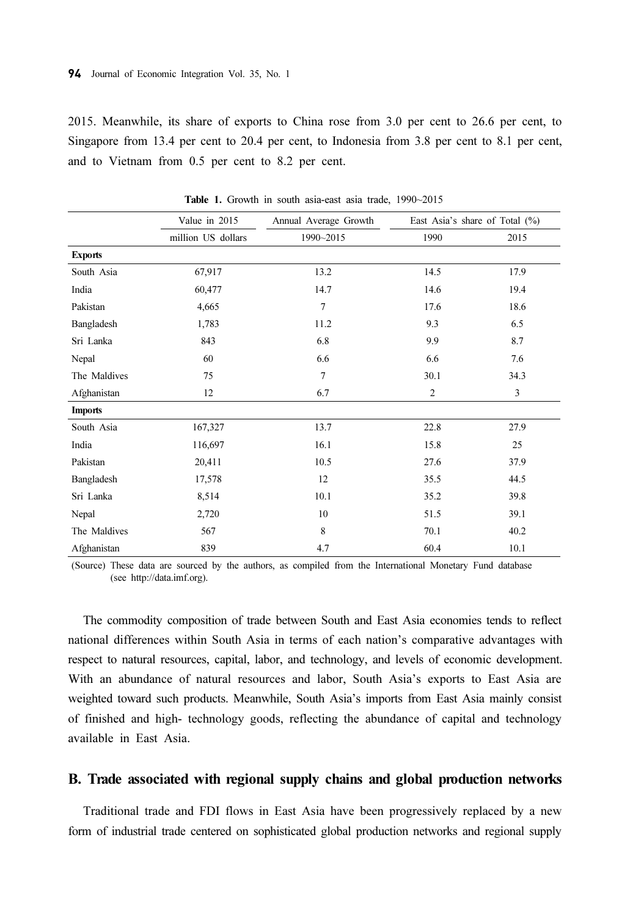2015. Meanwhile, its share of exports to China rose from 3.0 per cent to 26.6 per cent, to Singapore from 13.4 per cent to 20.4 per cent, to Indonesia from 3.8 per cent to 8.1 per cent, and to Vietnam from 0.5 per cent to 8.2 per cent.

**Table 1.** Growth in south asia-east asia trade, 1990~2015

| | Value in 2015 | Annual Average Growth | East Asia's share of Total (%) | |
|---|---|---|---|---|
| | million US dollars | 1990~2015 | 1990 | 2015 |
| **Exports** | | | | |
| South Asia | 67,917 | 13.2 | 14.5 | 17.9 |
| India | 60,477 | 14.7 | 14.6 | 19.4 |
| Pakistan | 4,665 | 7 | 17.6 | 18.6 |
| Bangladesh | 1,783 | 11.2 | 9.3 | 6.5 |
| Sri Lanka | 843 | 6.8 | 9.9 | 8.7 |
| Nepal | 60 | 6.6 | 6.6 | 7.6 |
| The Maldives | 75 | 7 | 30.1 | 34.3 |
| Afghanistan | 12 | 6.7 | 2 | 3 |
| **Imports** | | | | |
| South Asia | 167,327 | 13.7 | 22.8 | 27.9 |
| India | 116,697 | 16.1 | 15.8 | 25 |
| Pakistan | 20,411 | 10.5 | 27.6 | 37.9 |
| Bangladesh | 17,578 | 12 | 35.5 | 44.5 |
| Sri Lanka | 8,514 | 10.1 | 35.2 | 39.8 |
| Nepal | 2,720 | 10 | 51.5 | 39.1 |
| The Maldives | 567 | 8 | 70.1 | 40.2 |
| Afghanistan | 839 | 4.7 | 60.4 | 10.1 |

(Source) These data are sourced by the authors, as compiled from the International Monetary Fund database (see http://data.imf.org).

The commodity composition of trade between South and East Asia economies tends to reflect national differences within South Asia in terms of each nation's comparative advantages with respect to natural resources, capital, labor, and technology, and levels of economic development. With an abundance of natural resources and labor, South Asia's exports to East Asia are weighted toward such products. Meanwhile, South Asia's imports from East Asia mainly consist of finished and high- technology goods, reflecting the abundance of capital and technology available in East Asia.

## B. Trade associated with regional supply chains and global production networks

Traditional trade and FDI flows in East Asia have been progressively replaced by a new form of industrial trade centered on sophisticated global production networks and regional supply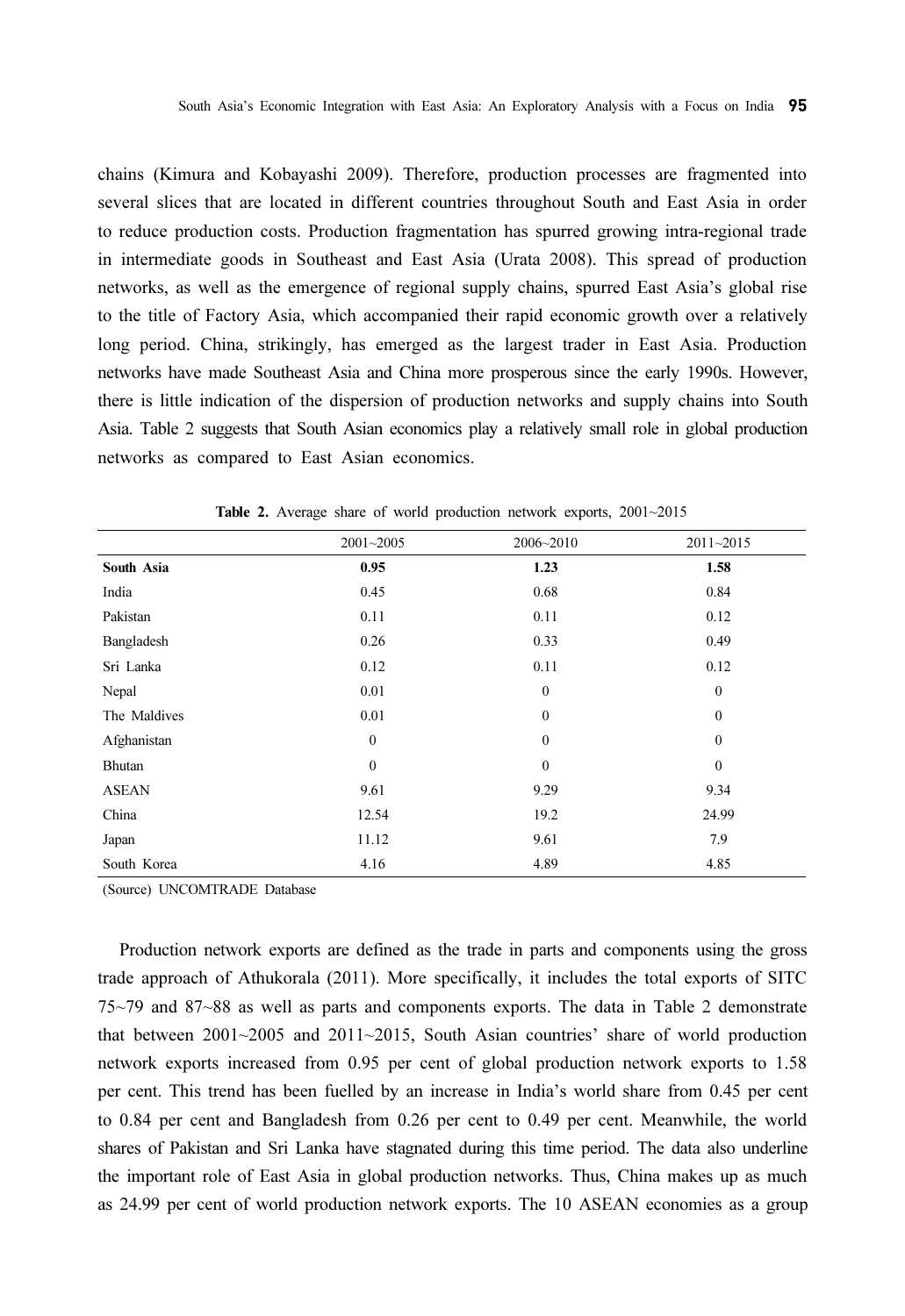chains (Kimura and Kobayashi 2009). Therefore, production processes are fragmented into several slices that are located in different countries throughout South and East Asia in order to reduce production costs. Production fragmentation has spurred growing intra-regional trade in intermediate goods in Southeast and East Asia (Urata 2008). This spread of production networks, as well as the emergence of regional supply chains, spurred East Asia's global rise to the title of Factory Asia, which accompanied their rapid economic growth over a relatively long period. China, strikingly, has emerged as the largest trader in East Asia. Production networks have made Southeast Asia and China more prosperous since the early 1990s. However, there is little indication of the dispersion of production networks and supply chains into South Asia. Table 2 suggests that South Asian economics play a relatively small role in global production networks as compared to East Asian economics.

**Table 2.** Average share of world production network exports, 2001~2015

| | 2001~2005 | 2006~2010 | 2011~2015 |
|---|---|---|---|
| **South Asia** | **0.95** | **1.23** | **1.58** |
| India | 0.45 | 0.68 | 0.84 |
| Pakistan | 0.11 | 0.11 | 0.12 |
| Bangladesh | 0.26 | 0.33 | 0.49 |
| Sri Lanka | 0.12 | 0.11 | 0.12 |
| Nepal | 0.01 | 0 | 0 |
| The Maldives | 0.01 | 0 | 0 |
| Afghanistan | 0 | 0 | 0 |
| Bhutan | 0 | 0 | 0 |
| ASEAN | 9.61 | 9.29 | 9.34 |
| China | 12.54 | 19.2 | 24.99 |
| Japan | 11.12 | 9.61 | 7.9 |
| South Korea | 4.16 | 4.89 | 4.85 |

(Source) UNCOMTRADE Database

Production network exports are defined as the trade in parts and components using the gross trade approach of Athukorala (2011). More specifically, it includes the total exports of SITC 75~79 and 87~88 as well as parts and components exports. The data in Table 2 demonstrate that between 2001~2005 and 2011~2015, South Asian countries' share of world production network exports increased from 0.95 per cent of global production network exports to 1.58 per cent. This trend has been fuelled by an increase in India's world share from 0.45 per cent to 0.84 per cent and Bangladesh from 0.26 per cent to 0.49 per cent. Meanwhile, the world shares of Pakistan and Sri Lanka have stagnated during this time period. The data also underline the important role of East Asia in global production networks. Thus, China makes up as much as 24.99 per cent of world production network exports. The 10 ASEAN economies as a group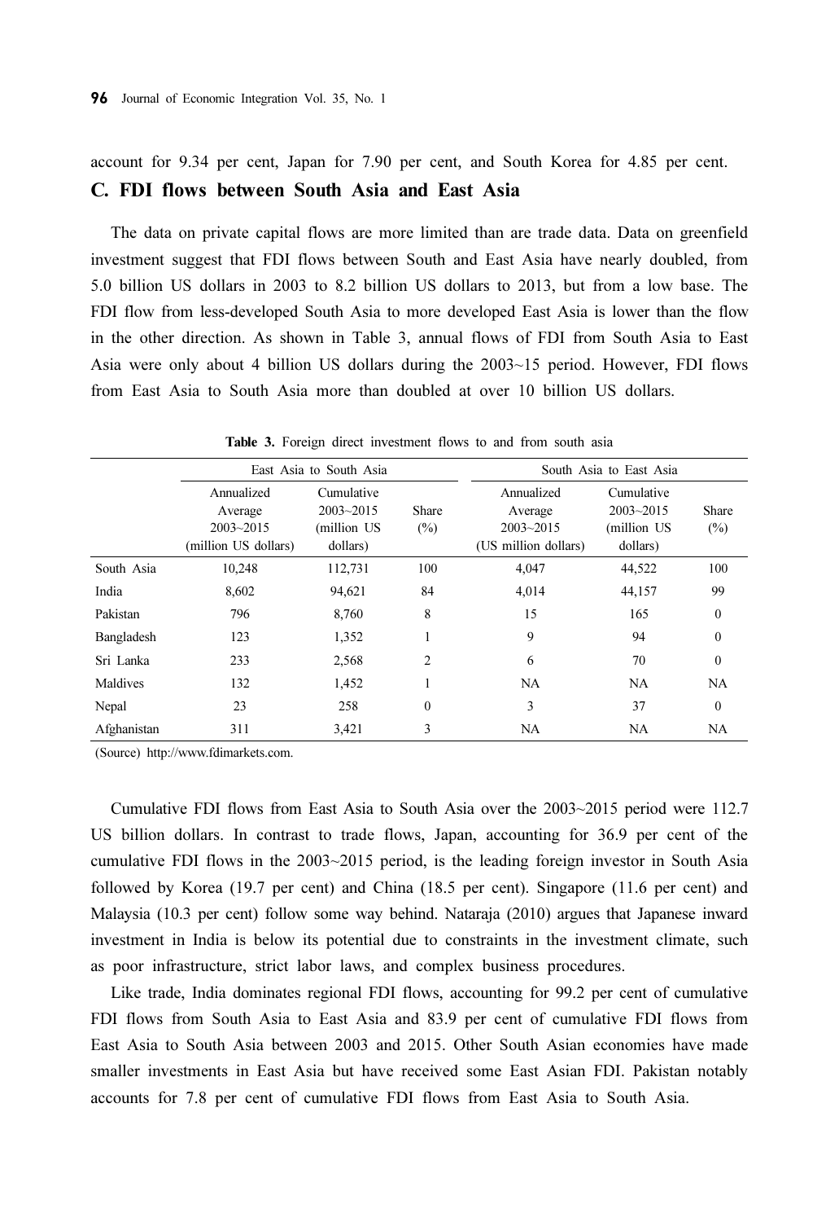account for 9.34 per cent, Japan for 7.90 per cent, and South Korea for 4.85 per cent.

### C. FDI flows between South Asia and East Asia

The data on private capital flows are more limited than are trade data. Data on greenfield investment suggest that FDI flows between South and East Asia have nearly doubled, from 5.0 billion US dollars in 2003 to 8.2 billion US dollars to 2013, but from a low base. The FDI flow from less-developed South Asia to more developed East Asia is lower than the flow in the other direction. As shown in Table 3, annual flows of FDI from South Asia to East Asia were only about 4 billion US dollars during the 2003~15 period. However, FDI flows from East Asia to South Asia more than doubled at over 10 billion US dollars.

**Table 3.** Foreign direct investment flows to and from south asia

| | East Asia to South Asia | | | South Asia to East Asia | | |
|---|---|---|---|---|---|---|
| | Annualized Average 2003~2015 (million US dollars) | Cumulative 2003~2015 (million US dollars) | Share (%) | Annualized Average 2003~2015 (US million dollars) | Cumulative 2003~2015 (million US dollars) | Share (%) |
| South Asia | 10,248 | 112,731 | 100 | 4,047 | 44,522 | 100 |
| India | 8,602 | 94,621 | 84 | 4,014 | 44,157 | 99 |
| Pakistan | 796 | 8,760 | 8 | 15 | 165 | 0 |
| Bangladesh | 123 | 1,352 | 1 | 9 | 94 | 0 |
| Sri Lanka | 233 | 2,568 | 2 | 6 | 70 | 0 |
| Maldives | 132 | 1,452 | 1 | NA | NA | NA |
| Nepal | 23 | 258 | 0 | 3 | 37 | 0 |
| Afghanistan | 311 | 3,421 | 3 | NA | NA | NA |

(Source) http://www.fdimarkets.com.

Cumulative FDI flows from East Asia to South Asia over the 2003~2015 period were 112.7 US billion dollars. In contrast to trade flows, Japan, accounting for 36.9 per cent of the cumulative FDI flows in the 2003~2015 period, is the leading foreign investor in South Asia followed by Korea (19.7 per cent) and China (18.5 per cent). Singapore (11.6 per cent) and Malaysia (10.3 per cent) follow some way behind. Nataraja (2010) argues that Japanese inward investment in India is below its potential due to constraints in the investment climate, such as poor infrastructure, strict labor laws, and complex business procedures.

Like trade, India dominates regional FDI flows, accounting for 99.2 per cent of cumulative FDI flows from South Asia to East Asia and 83.9 per cent of cumulative FDI flows from East Asia to South Asia between 2003 and 2015. Other South Asian economies have made smaller investments in East Asia but have received some East Asian FDI. Pakistan notably accounts for 7.8 per cent of cumulative FDI flows from East Asia to South Asia.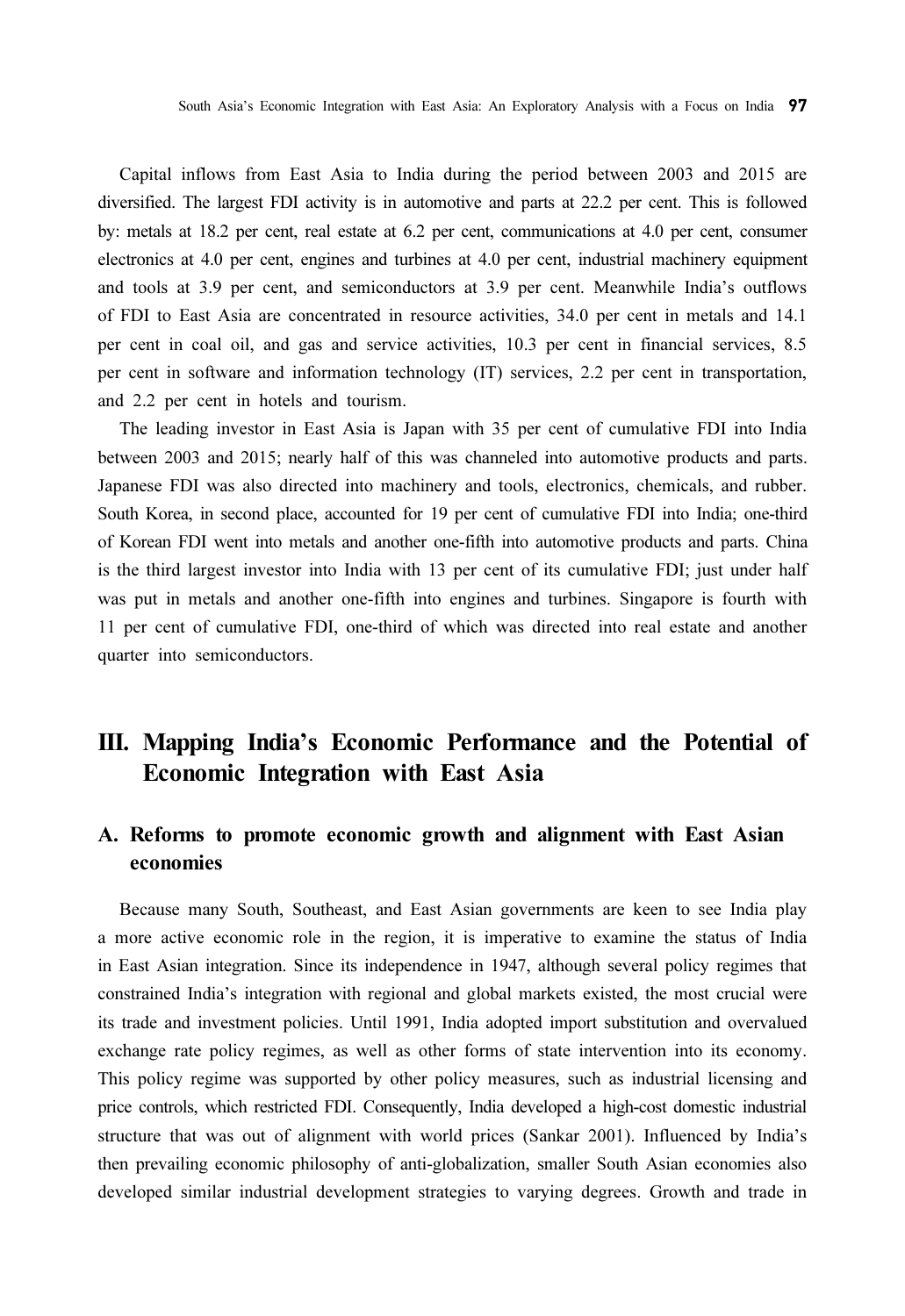Capital inflows from East Asia to India during the period between 2003 and 2015 are diversified. The largest FDI activity is in automotive and parts at 22.2 per cent. This is followed by: metals at 18.2 per cent, real estate at 6.2 per cent, communications at 4.0 per cent, consumer electronics at 4.0 per cent, engines and turbines at 4.0 per cent, industrial machinery equipment and tools at 3.9 per cent, and semiconductors at 3.9 per cent. Meanwhile India's outflows of FDI to East Asia are concentrated in resource activities, 34.0 per cent in metals and 14.1 per cent in coal oil, and gas and service activities, 10.3 per cent in financial services, 8.5 per cent in software and information technology (IT) services, 2.2 per cent in transportation, and 2.2 per cent in hotels and tourism.

The leading investor in East Asia is Japan with 35 per cent of cumulative FDI into India between 2003 and 2015; nearly half of this was channeled into automotive products and parts. Japanese FDI was also directed into machinery and tools, electronics, chemicals, and rubber. South Korea, in second place, accounted for 19 per cent of cumulative FDI into India; one-third of Korean FDI went into metals and another one-fifth into automotive products and parts. China is the third largest investor into India with 13 per cent of its cumulative FDI; just under half was put in metals and another one-fifth into engines and turbines. Singapore is fourth with 11 per cent of cumulative FDI, one-third of which was directed into real estate and another quarter into semiconductors.

## III. Mapping India's Economic Performance and the Potential of Economic Integration with East Asia

### A. Reforms to promote economic growth and alignment with East Asian economies

Because many South, Southeast, and East Asian governments are keen to see India play a more active economic role in the region, it is imperative to examine the status of India in East Asian integration. Since its independence in 1947, although several policy regimes that constrained India's integration with regional and global markets existed, the most crucial were its trade and investment policies. Until 1991, India adopted import substitution and overvalued exchange rate policy regimes, as well as other forms of state intervention into its economy. This policy regime was supported by other policy measures, such as industrial licensing and price controls, which restricted FDI. Consequently, India developed a high-cost domestic industrial structure that was out of alignment with world prices (Sankar 2001). Influenced by India's then prevailing economic philosophy of anti-globalization, smaller South Asian economies also developed similar industrial development strategies to varying degrees. Growth and trade in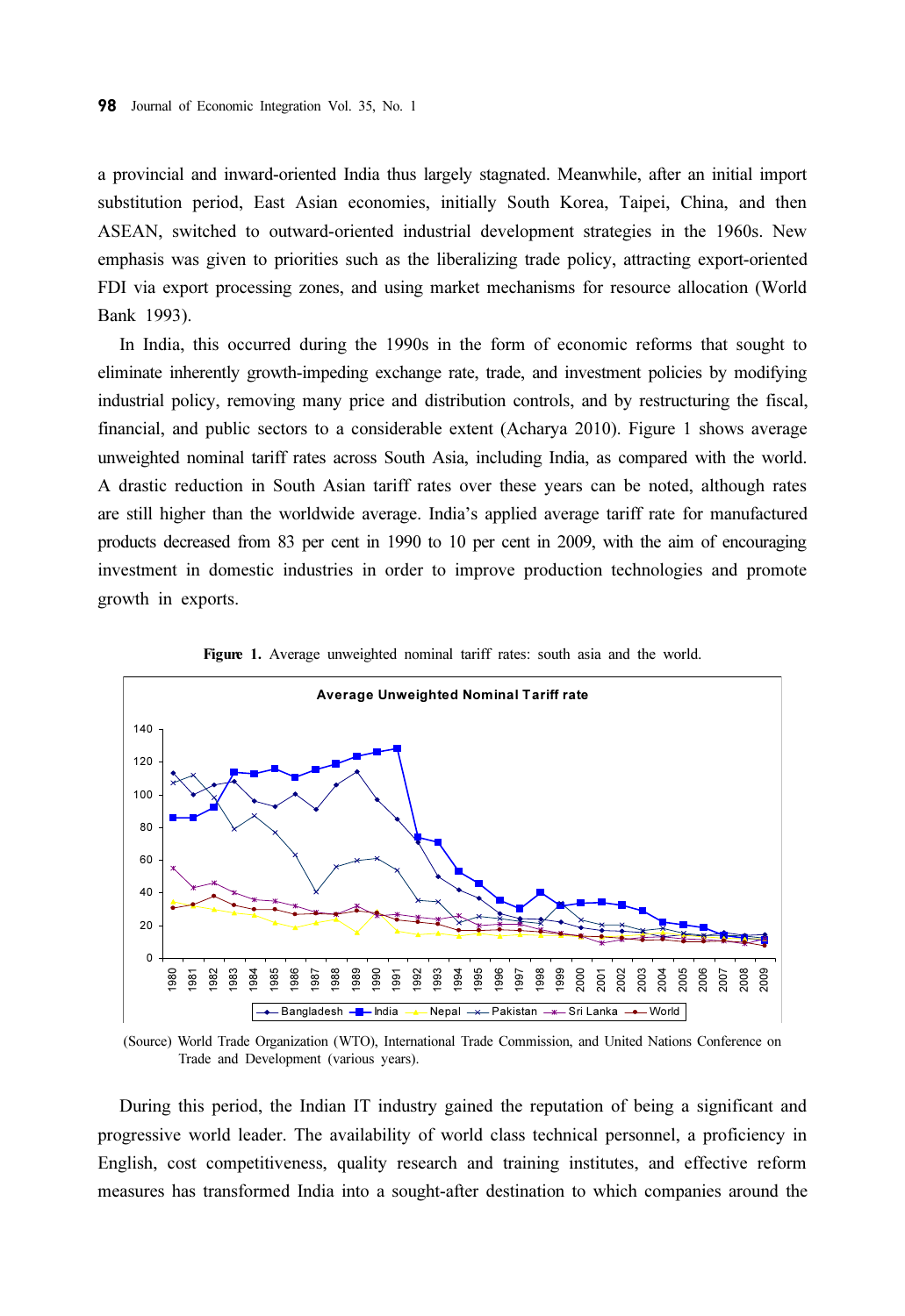a provincial and inward-oriented India thus largely stagnated. Meanwhile, after an initial import substitution period, East Asian economies, initially South Korea, Taipei, China, and then ASEAN, switched to outward-oriented industrial development strategies in the 1960s. New emphasis was given to priorities such as the liberalizing trade policy, attracting export-oriented FDI via export processing zones, and using market mechanisms for resource allocation (World Bank 1993).

In India, this occurred during the 1990s in the form of economic reforms that sought to eliminate inherently growth-impeding exchange rate, trade, and investment policies by modifying industrial policy, removing many price and distribution controls, and by restructuring the fiscal, financial, and public sectors to a considerable extent (Acharya 2010). Figure 1 shows average unweighted nominal tariff rates across South Asia, including India, as compared with the world. A drastic reduction in South Asian tariff rates over these years can be noted, although rates are still higher than the worldwide average. India's applied average tariff rate for manufactured products decreased from 83 per cent in 1990 to 10 per cent in 2009, with the aim of encouraging investment in domestic industries in order to improve production technologies and promote growth in exports.

**Figure 1.** Average unweighted nominal tariff rates: south asia and the world.

(Source) World Trade Organization (WTO), International Trade Commission, and United Nations Conference on Trade and Development (various years).

During this period, the Indian IT industry gained the reputation of being a significant and progressive world leader. The availability of world class technical personnel, a proficiency in English, cost competitiveness, quality research and training institutes, and effective reform measures has transformed India into a sought-after destination to which companies around the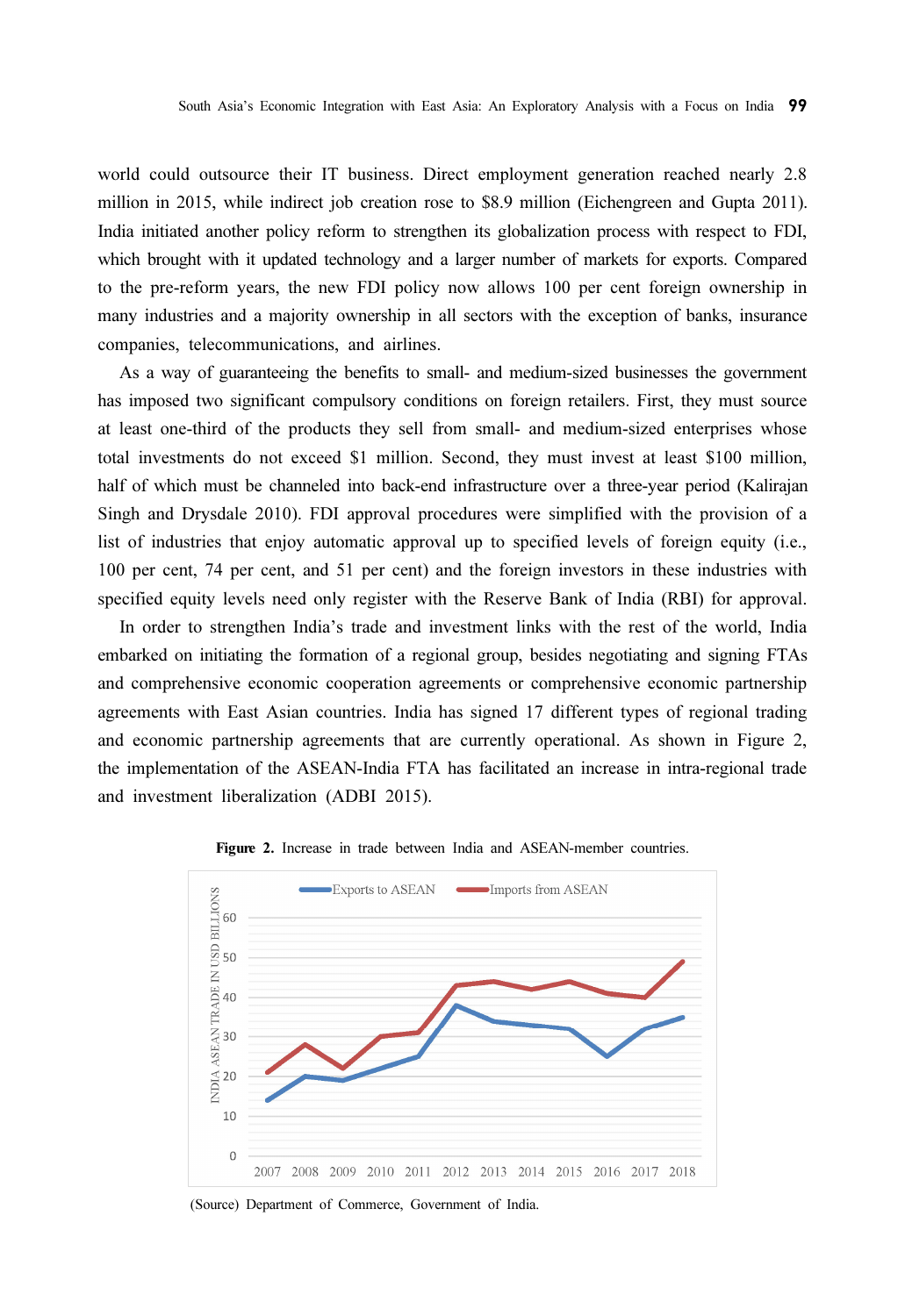world could outsource their IT business. Direct employment generation reached nearly 2.8 million in 2015, while indirect job creation rose to $8.9 million (Eichengreen and Gupta 2011). India initiated another policy reform to strengthen its globalization process with respect to FDI, which brought with it updated technology and a larger number of markets for exports. Compared to the pre-reform years, the new FDI policy now allows 100 per cent foreign ownership in many industries and a majority ownership in all sectors with the exception of banks, insurance companies, telecommunications, and airlines.

As a way of guaranteeing the benefits to small- and medium-sized businesses the government has imposed two significant compulsory conditions on foreign retailers. First, they must source at least one-third of the products they sell from small- and medium-sized enterprises whose total investments do not exceed $1 million. Second, they must invest at least $100 million, half of which must be channeled into back-end infrastructure over a three-year period (Kalirajan Singh and Drysdale 2010). FDI approval procedures were simplified with the provision of a list of industries that enjoy automatic approval up to specified levels of foreign equity (i.e., 100 per cent, 74 per cent, and 51 per cent) and the foreign investors in these industries with specified equity levels need only register with the Reserve Bank of India (RBI) for approval.

In order to strengthen India's trade and investment links with the rest of the world, India embarked on initiating the formation of a regional group, besides negotiating and signing FTAs and comprehensive economic cooperation agreements or comprehensive economic partnership agreements with East Asian countries. India has signed 17 different types of regional trading and economic partnership agreements that are currently operational. As shown in Figure 2, the implementation of the ASEAN-India FTA has facilitated an increase in intra-regional trade and investment liberalization (ADBI 2015).

**Figure 2.** Increase in trade between India and ASEAN-member countries.

(Source) Department of Commerce, Government of India.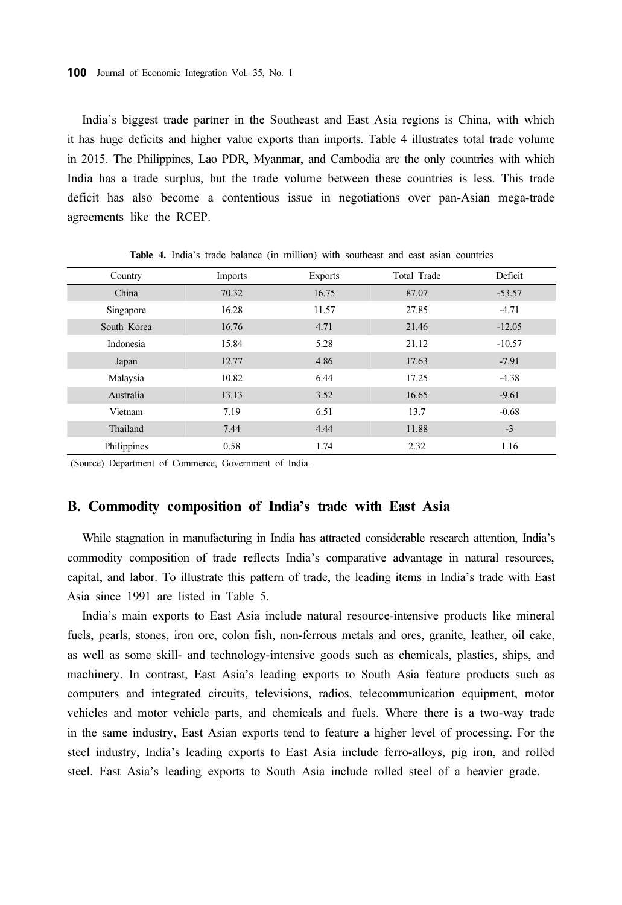India's biggest trade partner in the Southeast and East Asia regions is China, with which it has huge deficits and higher value exports than imports. Table 4 illustrates total trade volume in 2015. The Philippines, Lao PDR, Myanmar, and Cambodia are the only countries with which India has a trade surplus, but the trade volume between these countries is less. This trade deficit has also become a contentious issue in negotiations over pan-Asian mega-trade agreements like the RCEP.

**Table 4.** India's trade balance (in million) with southeast and east asian countries

| Country | Imports | Exports | Total Trade | Deficit |
|---|---|---|---|---|
| China | 70.32 | 16.75 | 87.07 | -53.57 |
| Singapore | 16.28 | 11.57 | 27.85 | -4.71 |
| South Korea | 16.76 | 4.71 | 21.46 | -12.05 |
| Indonesia | 15.84 | 5.28 | 21.12 | -10.57 |
| Japan | 12.77 | 4.86 | 17.63 | -7.91 |
| Malaysia | 10.82 | 6.44 | 17.25 | -4.38 |
| Australia | 13.13 | 3.52 | 16.65 | -9.61 |
| Vietnam | 7.19 | 6.51 | 13.7 | -0.68 |
| Thailand | 7.44 | 4.44 | 11.88 | -3 |
| Philippines | 0.58 | 1.74 | 2.32 | 1.16 |

(Source) Department of Commerce, Government of India.

## B. Commodity composition of India's trade with East Asia

While stagnation in manufacturing in India has attracted considerable research attention, India's commodity composition of trade reflects India's comparative advantage in natural resources, capital, and labor. To illustrate this pattern of trade, the leading items in India's trade with East Asia since 1991 are listed in Table 5.

India's main exports to East Asia include natural resource-intensive products like mineral fuels, pearls, stones, iron ore, colon fish, non-ferrous metals and ores, granite, leather, oil cake, as well as some skill- and technology-intensive goods such as chemicals, plastics, ships, and machinery. In contrast, East Asia's leading exports to South Asia feature products such as computers and integrated circuits, televisions, radios, telecommunication equipment, motor vehicles and motor vehicle parts, and chemicals and fuels. Where there is a two-way trade in the same industry, East Asian exports tend to feature a higher level of processing. For the steel industry, India's leading exports to East Asia include ferro-alloys, pig iron, and rolled steel. East Asia's leading exports to South Asia include rolled steel of a heavier grade.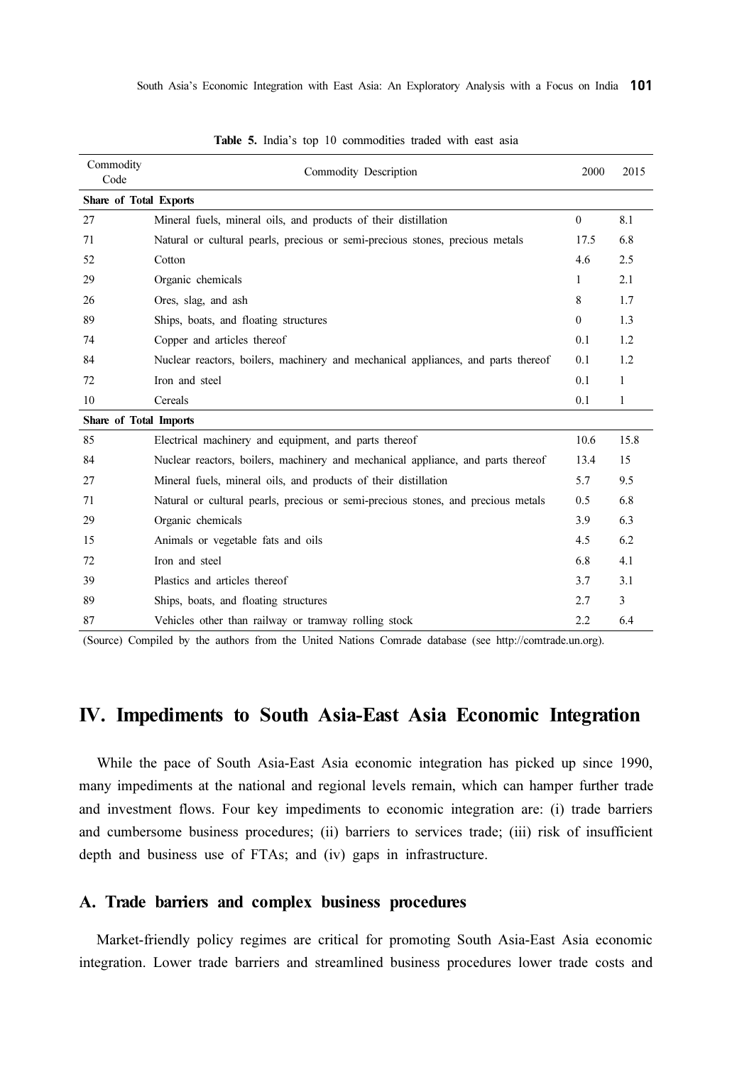**Table 5.** India's top 10 commodities traded with east asia

| Commodity Code | Commodity Description | 2000 | 2015 |
|---|---|---|---|
| **Share of Total Exports** | | | |
| 27 | Mineral fuels, mineral oils, and products of their distillation | 0 | 8.1 |
| 71 | Natural or cultural pearls, precious or semi-precious stones, precious metals | 17.5 | 6.8 |
| 52 | Cotton | 4.6 | 2.5 |
| 29 | Organic chemicals | 1 | 2.1 |
| 26 | Ores, slag, and ash | 8 | 1.7 |
| 89 | Ships, boats, and floating structures | 0 | 1.3 |
| 74 | Copper and articles thereof | 0.1 | 1.2 |
| 84 | Nuclear reactors, boilers, machinery and mechanical appliances, and parts thereof | 0.1 | 1.2 |
| 72 | Iron and steel | 0.1 | 1 |
| 10 | Cereals | 0.1 | 1 |
| **Share of Total Imports** | | | |
| 85 | Electrical machinery and equipment, and parts thereof | 10.6 | 15.8 |
| 84 | Nuclear reactors, boilers, machinery and mechanical appliance, and parts thereof | 13.4 | 15 |
| 27 | Mineral fuels, mineral oils, and products of their distillation | 5.7 | 9.5 |
| 71 | Natural or cultural pearls, precious or semi-precious stones, and precious metals | 0.5 | 6.8 |
| 29 | Organic chemicals | 3.9 | 6.3 |
| 15 | Animals or vegetable fats and oils | 4.5 | 6.2 |
| 72 | Iron and steel | 6.8 | 4.1 |
| 39 | Plastics and articles thereof | 3.7 | 3.1 |
| 89 | Ships, boats, and floating structures | 2.7 | 3 |
| 87 | Vehicles other than railway or tramway rolling stock | 2.2 | 6.4 |

(Source) Compiled by the authors from the United Nations Comrade database (see http://comtrade.un.org).

## IV. Impediments to South Asia-East Asia Economic Integration

While the pace of South Asia-East Asia economic integration has picked up since 1990, many impediments at the national and regional levels remain, which can hamper further trade and investment flows. Four key impediments to economic integration are: (i) trade barriers and cumbersome business procedures; (ii) barriers to services trade; (iii) risk of insufficient depth and business use of FTAs; and (iv) gaps in infrastructure.

### A. Trade barriers and complex business procedures

Market-friendly policy regimes are critical for promoting South Asia-East Asia economic integration. Lower trade barriers and streamlined business procedures lower trade costs and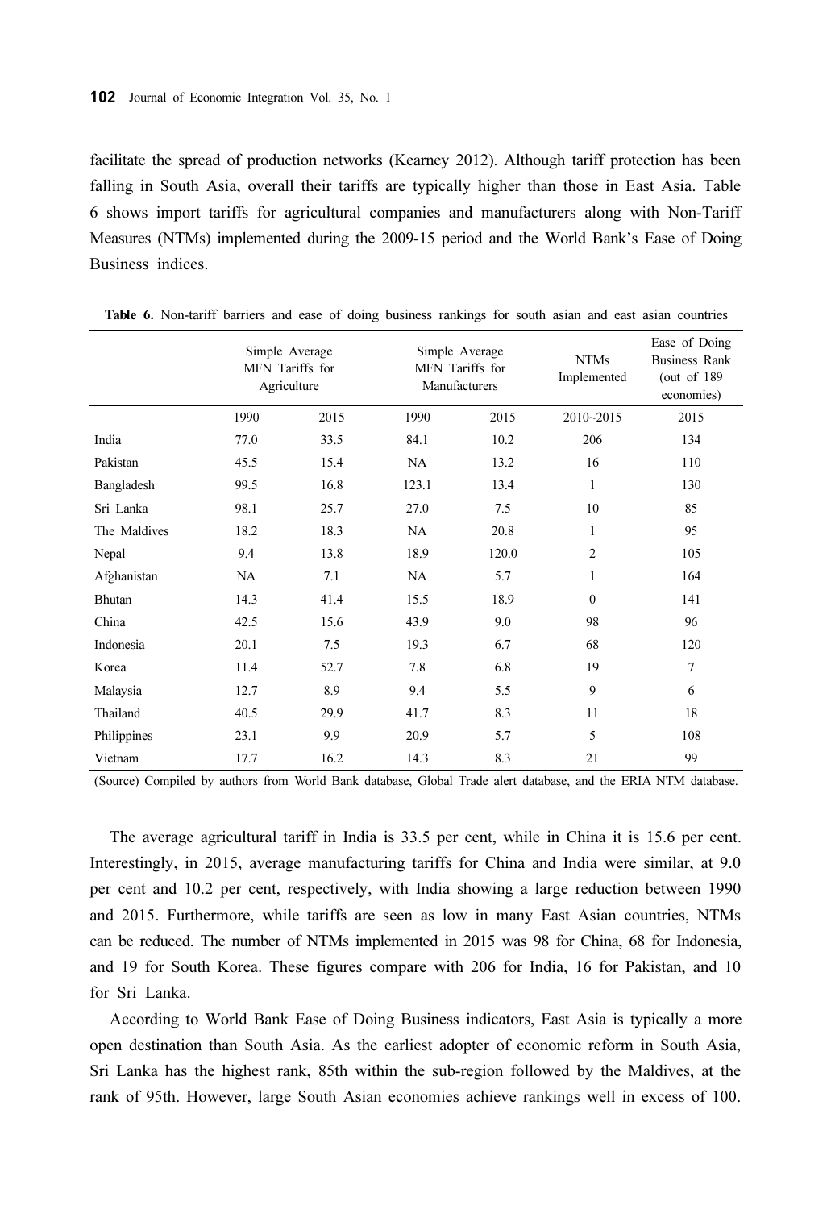facilitate the spread of production networks (Kearney 2012). Although tariff protection has been falling in South Asia, overall their tariffs are typically higher than those in East Asia. Table 6 shows import tariffs for agricultural companies and manufacturers along with Non-Tariff Measures (NTMs) implemented during the 2009-15 period and the World Bank's Ease of Doing Business indices.

**Table 6.** Non-tariff barriers and ease of doing business rankings for south asian and east asian countries

| | Simple Average MFN Tariffs for Agriculture | | Simple Average MFN Tariffs for Manufacturers | | NTMs Implemented | Ease of Doing Business Rank (out of 189 economies) |
|---|---|---|---|---|---|---|
| | 1990 | 2015 | 1990 | 2015 | 2010~2015 | 2015 |
| India | 77.0 | 33.5 | 84.1 | 10.2 | 206 | 134 |
| Pakistan | 45.5 | 15.4 | NA | 13.2 | 16 | 110 |
| Bangladesh | 99.5 | 16.8 | 123.1 | 13.4 | 1 | 130 |
| Sri Lanka | 98.1 | 25.7 | 27.0 | 7.5 | 10 | 85 |
| The Maldives | 18.2 | 18.3 | NA | 20.8 | 1 | 95 |
| Nepal | 9.4 | 13.8 | 18.9 | 120.0 | 2 | 105 |
| Afghanistan | NA | 7.1 | NA | 5.7 | 1 | 164 |
| Bhutan | 14.3 | 41.4 | 15.5 | 18.9 | 0 | 141 |
| China | 42.5 | 15.6 | 43.9 | 9.0 | 98 | 96 |
| Indonesia | 20.1 | 7.5 | 19.3 | 6.7 | 68 | 120 |
| Korea | 11.4 | 52.7 | 7.8 | 6.8 | 19 | 7 |
| Malaysia | 12.7 | 8.9 | 9.4 | 5.5 | 9 | 6 |
| Thailand | 40.5 | 29.9 | 41.7 | 8.3 | 11 | 18 |
| Philippines | 23.1 | 9.9 | 20.9 | 5.7 | 5 | 108 |
| Vietnam | 17.7 | 16.2 | 14.3 | 8.3 | 21 | 99 |

(Source) Compiled by authors from World Bank database, Global Trade alert database, and the ERIA NTM database.

The average agricultural tariff in India is 33.5 per cent, while in China it is 15.6 per cent. Interestingly, in 2015, average manufacturing tariffs for China and India were similar, at 9.0 per cent and 10.2 per cent, respectively, with India showing a large reduction between 1990 and 2015. Furthermore, while tariffs are seen as low in many East Asian countries, NTMs can be reduced. The number of NTMs implemented in 2015 was 98 for China, 68 for Indonesia, and 19 for South Korea. These figures compare with 206 for India, 16 for Pakistan, and 10 for Sri Lanka.

According to World Bank Ease of Doing Business indicators, East Asia is typically a more open destination than South Asia. As the earliest adopter of economic reform in South Asia, Sri Lanka has the highest rank, 85th within the sub-region followed by the Maldives, at the rank of 95th. However, large South Asian economies achieve rankings well in excess of 100.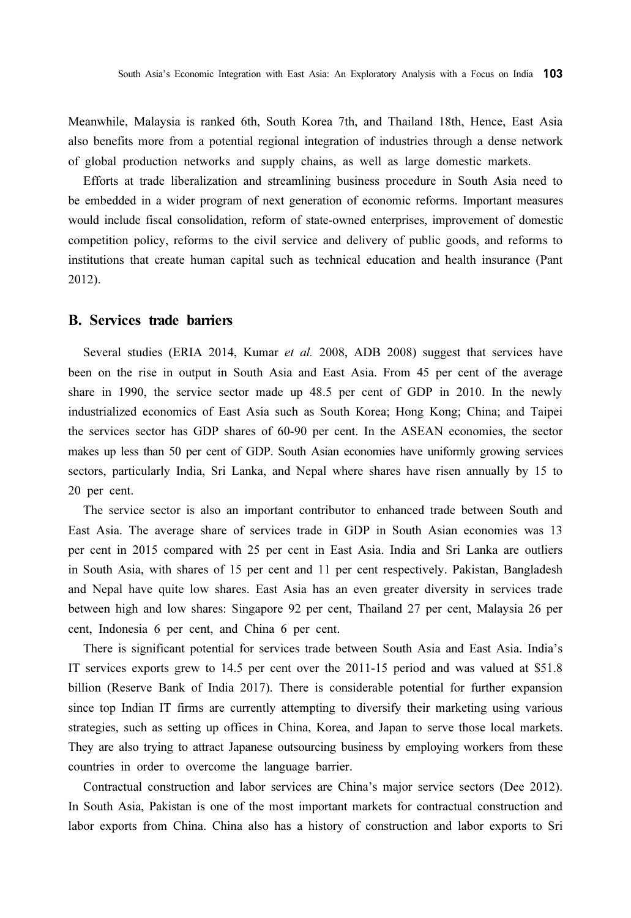Meanwhile, Malaysia is ranked 6th, South Korea 7th, and Thailand 18th, Hence, East Asia also benefits more from a potential regional integration of industries through a dense network of global production networks and supply chains, as well as large domestic markets.

Efforts at trade liberalization and streamlining business procedure in South Asia need to be embedded in a wider program of next generation of economic reforms. Important measures would include fiscal consolidation, reform of state-owned enterprises, improvement of domestic competition policy, reforms to the civil service and delivery of public goods, and reforms to institutions that create human capital such as technical education and health insurance (Pant 2012).

## B. Services trade barriers

Several studies (ERIA 2014, Kumar *et al.* 2008, ADB 2008) suggest that services have been on the rise in output in South Asia and East Asia. From 45 per cent of the average share in 1990, the service sector made up 48.5 per cent of GDP in 2010. In the newly industrialized economics of East Asia such as South Korea; Hong Kong; China; and Taipei the services sector has GDP shares of 60-90 per cent. In the ASEAN economies, the sector makes up less than 50 per cent of GDP. South Asian economies have uniformly growing services sectors, particularly India, Sri Lanka, and Nepal where shares have risen annually by 15 to 20 per cent.

The service sector is also an important contributor to enhanced trade between South and East Asia. The average share of services trade in GDP in South Asian economies was 13 per cent in 2015 compared with 25 per cent in East Asia. India and Sri Lanka are outliers in South Asia, with shares of 15 per cent and 11 per cent respectively. Pakistan, Bangladesh and Nepal have quite low shares. East Asia has an even greater diversity in services trade between high and low shares: Singapore 92 per cent, Thailand 27 per cent, Malaysia 26 per cent, Indonesia 6 per cent, and China 6 per cent.

There is significant potential for services trade between South Asia and East Asia. India's IT services exports grew to 14.5 per cent over the 2011-15 period and was valued at $51.8 billion (Reserve Bank of India 2017). There is considerable potential for further expansion since top Indian IT firms are currently attempting to diversify their marketing using various strategies, such as setting up offices in China, Korea, and Japan to serve those local markets. They are also trying to attract Japanese outsourcing business by employing workers from these countries in order to overcome the language barrier.

Contractual construction and labor services are China's major service sectors (Dee 2012). In South Asia, Pakistan is one of the most important markets for contractual construction and labor exports from China. China also has a history of construction and labor exports to Sri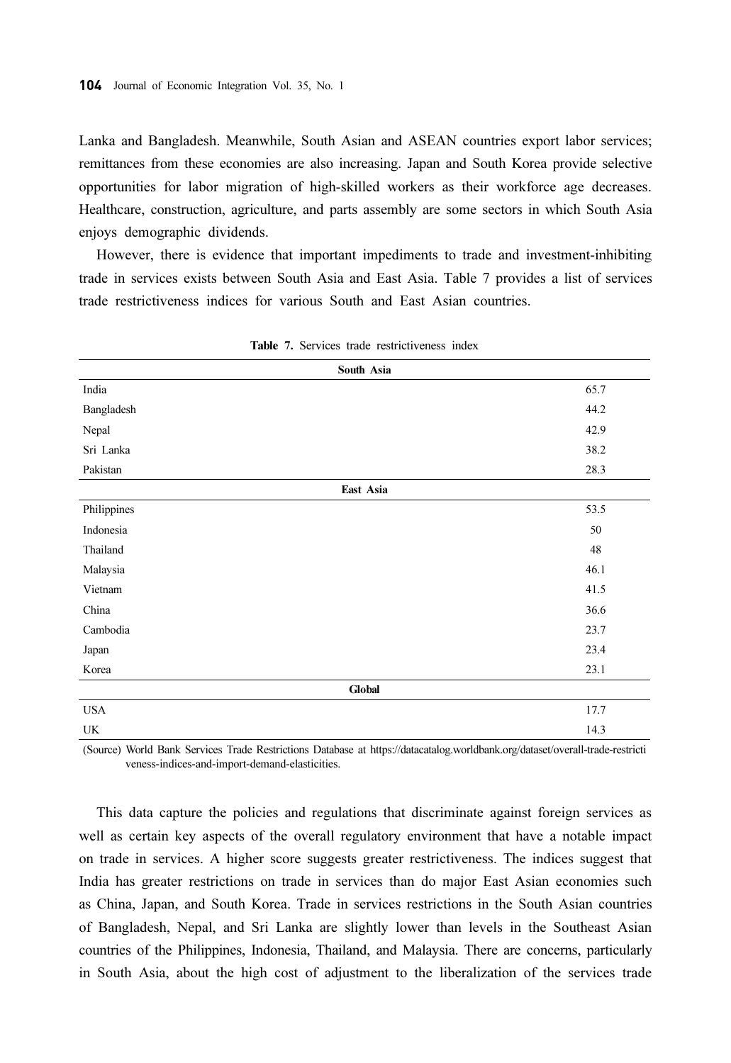Lanka and Bangladesh. Meanwhile, South Asian and ASEAN countries export labor services; remittances from these economies are also increasing. Japan and South Korea provide selective opportunities for labor migration of high-skilled workers as their workforce age decreases. Healthcare, construction, agriculture, and parts assembly are some sectors in which South Asia enjoys demographic dividends.

However, there is evidence that important impediments to trade and investment-inhibiting trade in services exists between South Asia and East Asia. Table 7 provides a list of services trade restrictiveness indices for various South and East Asian countries.

**Table 7.** Services trade restrictiveness index

| | |
|---|---|
| **South Asia** | |
| India | 65.7 |
| Bangladesh | 44.2 |
| Nepal | 42.9 |
| Sri Lanka | 38.2 |
| Pakistan | 28.3 |
| **East Asia** | |
| Philippines | 53.5 |
| Indonesia | 50 |
| Thailand | 48 |
| Malaysia | 46.1 |
| Vietnam | 41.5 |
| China | 36.6 |
| Cambodia | 23.7 |
| Japan | 23.4 |
| Korea | 23.1 |
| **Global** | |
| USA | 17.7 |
| UK | 14.3 |

(Source) World Bank Services Trade Restrictions Database at https://datacatalog.worldbank.org/dataset/overall-trade-restrictiveness-indices-and-import-demand-elasticities.

This data capture the policies and regulations that discriminate against foreign services as well as certain key aspects of the overall regulatory environment that have a notable impact on trade in services. A higher score suggests greater restrictiveness. The indices suggest that India has greater restrictions on trade in services than do major East Asian economies such as China, Japan, and South Korea. Trade in services restrictions in the South Asian countries of Bangladesh, Nepal, and Sri Lanka are slightly lower than levels in the Southeast Asian countries of the Philippines, Indonesia, Thailand, and Malaysia. There are concerns, particularly in South Asia, about the high cost of adjustment to the liberalization of the services trade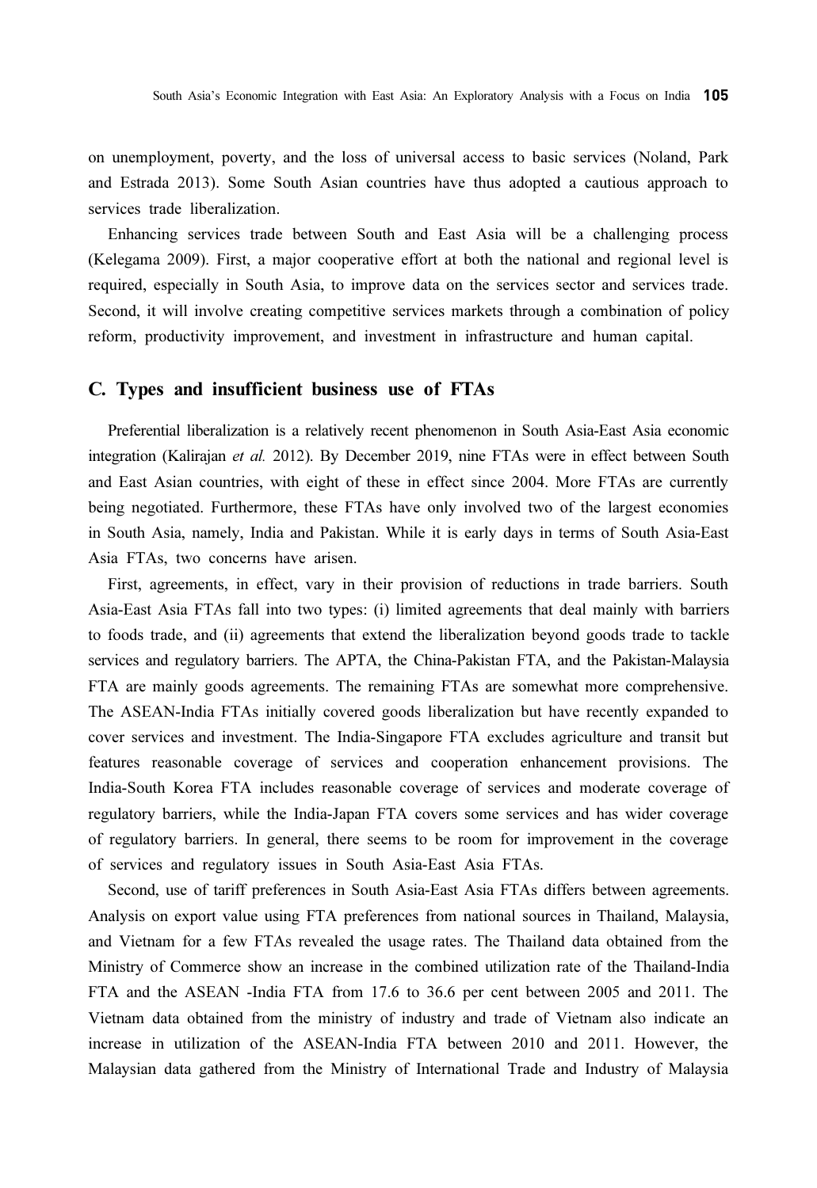on unemployment, poverty, and the loss of universal access to basic services (Noland, Park and Estrada 2013). Some South Asian countries have thus adopted a cautious approach to services trade liberalization.

Enhancing services trade between South and East Asia will be a challenging process (Kelegama 2009). First, a major cooperative effort at both the national and regional level is required, especially in South Asia, to improve data on the services sector and services trade. Second, it will involve creating competitive services markets through a combination of policy reform, productivity improvement, and investment in infrastructure and human capital.

## C. Types and insufficient business use of FTAs

Preferential liberalization is a relatively recent phenomenon in South Asia-East Asia economic integration (Kalirajan *et al.* 2012). By December 2019, nine FTAs were in effect between South and East Asian countries, with eight of these in effect since 2004. More FTAs are currently being negotiated. Furthermore, these FTAs have only involved two of the largest economies in South Asia, namely, India and Pakistan. While it is early days in terms of South Asia-East Asia FTAs, two concerns have arisen.

First, agreements, in effect, vary in their provision of reductions in trade barriers. South Asia-East Asia FTAs fall into two types: (i) limited agreements that deal mainly with barriers to foods trade, and (ii) agreements that extend the liberalization beyond goods trade to tackle services and regulatory barriers. The APTA, the China-Pakistan FTA, and the Pakistan-Malaysia FTA are mainly goods agreements. The remaining FTAs are somewhat more comprehensive. The ASEAN-India FTAs initially covered goods liberalization but have recently expanded to cover services and investment. The India-Singapore FTA excludes agriculture and transit but features reasonable coverage of services and cooperation enhancement provisions. The India-South Korea FTA includes reasonable coverage of services and moderate coverage of regulatory barriers, while the India-Japan FTA covers some services and has wider coverage of regulatory barriers. In general, there seems to be room for improvement in the coverage of services and regulatory issues in South Asia-East Asia FTAs.

Second, use of tariff preferences in South Asia-East Asia FTAs differs between agreements. Analysis on export value using FTA preferences from national sources in Thailand, Malaysia, and Vietnam for a few FTAs revealed the usage rates. The Thailand data obtained from the Ministry of Commerce show an increase in the combined utilization rate of the Thailand-India FTA and the ASEAN -India FTA from 17.6 to 36.6 per cent between 2005 and 2011. The Vietnam data obtained from the ministry of industry and trade of Vietnam also indicate an increase in utilization of the ASEAN-India FTA between 2010 and 2011. However, the Malaysian data gathered from the Ministry of International Trade and Industry of Malaysia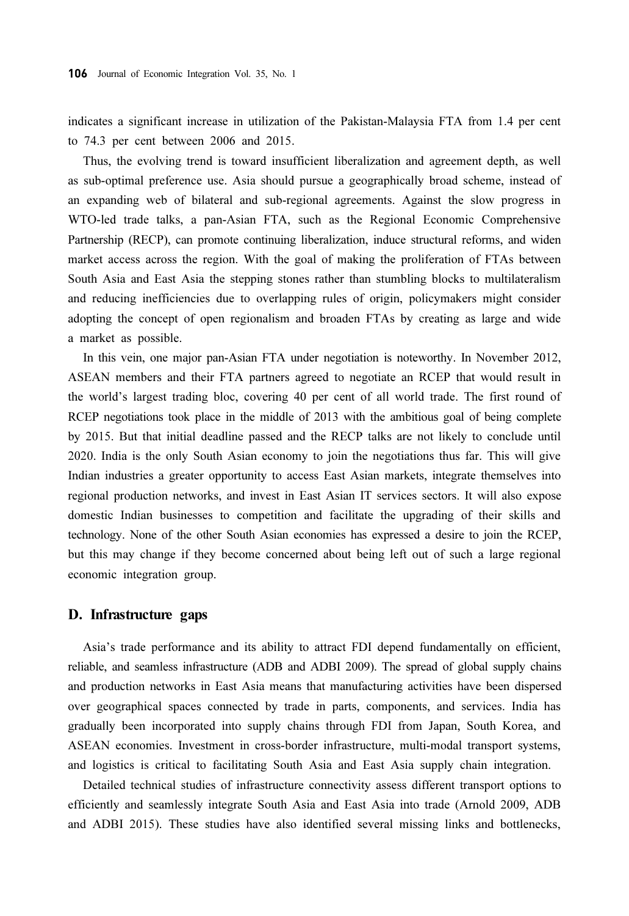indicates a significant increase in utilization of the Pakistan-Malaysia FTA from 1.4 per cent to 74.3 per cent between 2006 and 2015.

Thus, the evolving trend is toward insufficient liberalization and agreement depth, as well as sub-optimal preference use. Asia should pursue a geographically broad scheme, instead of an expanding web of bilateral and sub-regional agreements. Against the slow progress in WTO-led trade talks, a pan-Asian FTA, such as the Regional Economic Comprehensive Partnership (RECP), can promote continuing liberalization, induce structural reforms, and widen market access across the region. With the goal of making the proliferation of FTAs between South Asia and East Asia the stepping stones rather than stumbling blocks to multilateralism and reducing inefficiencies due to overlapping rules of origin, policymakers might consider adopting the concept of open regionalism and broaden FTAs by creating as large and wide a market as possible.

In this vein, one major pan-Asian FTA under negotiation is noteworthy. In November 2012, ASEAN members and their FTA partners agreed to negotiate an RCEP that would result in the world's largest trading bloc, covering 40 per cent of all world trade. The first round of RCEP negotiations took place in the middle of 2013 with the ambitious goal of being complete by 2015. But that initial deadline passed and the RECP talks are not likely to conclude until 2020. India is the only South Asian economy to join the negotiations thus far. This will give Indian industries a greater opportunity to access East Asian markets, integrate themselves into regional production networks, and invest in East Asian IT services sectors. It will also expose domestic Indian businesses to competition and facilitate the upgrading of their skills and technology. None of the other South Asian economies has expressed a desire to join the RCEP, but this may change if they become concerned about being left out of such a large regional economic integration group.

## D. Infrastructure gaps

Asia's trade performance and its ability to attract FDI depend fundamentally on efficient, reliable, and seamless infrastructure (ADB and ADBI 2009). The spread of global supply chains and production networks in East Asia means that manufacturing activities have been dispersed over geographical spaces connected by trade in parts, components, and services. India has gradually been incorporated into supply chains through FDI from Japan, South Korea, and ASEAN economies. Investment in cross-border infrastructure, multi-modal transport systems, and logistics is critical to facilitating South Asia and East Asia supply chain integration.

Detailed technical studies of infrastructure connectivity assess different transport options to efficiently and seamlessly integrate South Asia and East Asia into trade (Arnold 2009, ADB and ADBI 2015). These studies have also identified several missing links and bottlenecks,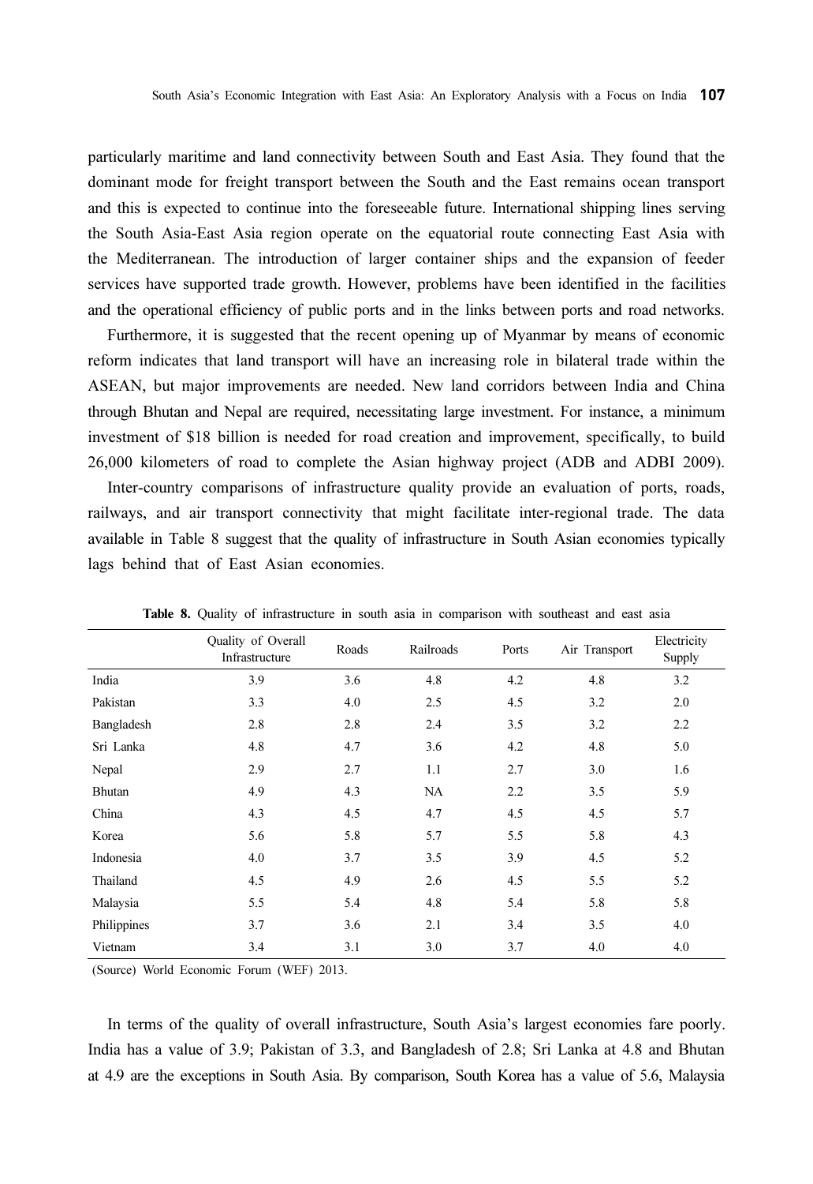particularly maritime and land connectivity between South and East Asia. They found that the dominant mode for freight transport between the South and the East remains ocean transport and this is expected to continue into the foreseeable future. International shipping lines serving the South Asia-East Asia region operate on the equatorial route connecting East Asia with the Mediterranean. The introduction of larger container ships and the expansion of feeder services have supported trade growth. However, problems have been identified in the facilities and the operational efficiency of public ports and in the links between ports and road networks.

Furthermore, it is suggested that the recent opening up of Myanmar by means of economic reform indicates that land transport will have an increasing role in bilateral trade within the ASEAN, but major improvements are needed. New land corridors between India and China through Bhutan and Nepal are required, necessitating large investment. For instance, a minimum investment of $18 billion is needed for road creation and improvement, specifically, to build 26,000 kilometers of road to complete the Asian highway project (ADB and ADBI 2009).

Inter-country comparisons of infrastructure quality provide an evaluation of ports, roads, railways, and air transport connectivity that might facilitate inter-regional trade. The data available in Table 8 suggest that the quality of infrastructure in South Asian economies typically lags behind that of East Asian economies.

**Table 8.** Quality of infrastructure in south asia in comparison with southeast and east asia

| | Quality of Overall Infrastructure | Roads | Railroads | Ports | Air Transport | Electricity Supply |
|---|---|---|---|---|---|---|
| India | 3.9 | 3.6 | 4.8 | 4.2 | 4.8 | 3.2 |
| Pakistan | 3.3 | 4.0 | 2.5 | 4.5 | 3.2 | 2.0 |
| Bangladesh | 2.8 | 2.8 | 2.4 | 3.5 | 3.2 | 2.2 |
| Sri Lanka | 4.8 | 4.7 | 3.6 | 4.2 | 4.8 | 5.0 |
| Nepal | 2.9 | 2.7 | 1.1 | 2.7 | 3.0 | 1.6 |
| Bhutan | 4.9 | 4.3 | NA | 2.2 | 3.5 | 5.9 |
| China | 4.3 | 4.5 | 4.7 | 4.5 | 4.5 | 5.7 |
| Korea | 5.6 | 5.8 | 5.7 | 5.5 | 5.8 | 4.3 |
| Indonesia | 4.0 | 3.7 | 3.5 | 3.9 | 4.5 | 5.2 |
| Thailand | 4.5 | 4.9 | 2.6 | 4.5 | 5.5 | 5.2 |
| Malaysia | 5.5 | 5.4 | 4.8 | 5.4 | 5.8 | 5.8 |
| Philippines | 3.7 | 3.6 | 2.1 | 3.4 | 3.5 | 4.0 |
| Vietnam | 3.4 | 3.1 | 3.0 | 3.7 | 4.0 | 4.0 |

(Source) World Economic Forum (WEF) 2013.

In terms of the quality of overall infrastructure, South Asia's largest economies fare poorly. India has a value of 3.9; Pakistan of 3.3, and Bangladesh of 2.8; Sri Lanka at 4.8 and Bhutan at 4.9 are the exceptions in South Asia. By comparison, South Korea has a value of 5.6, Malaysia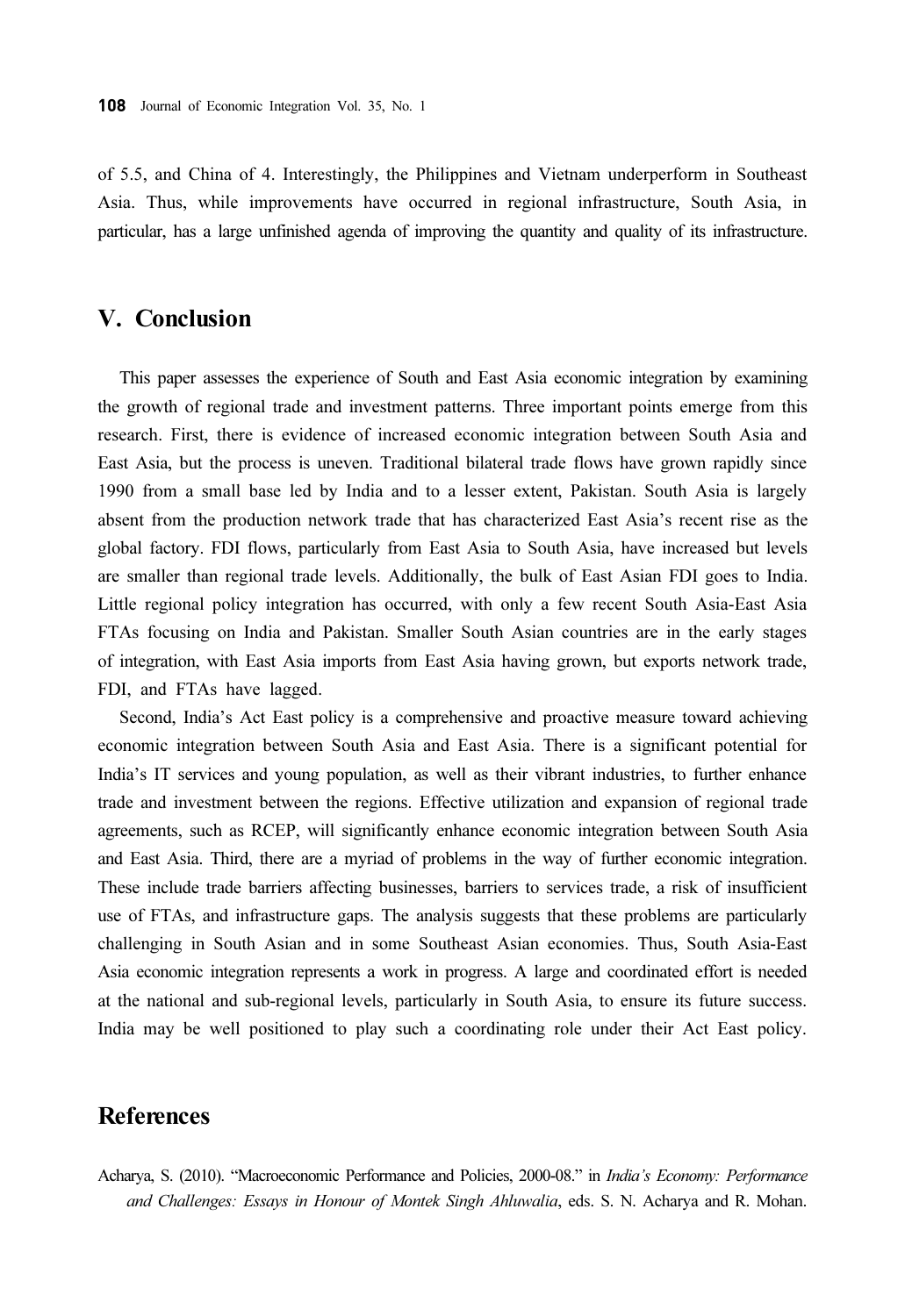of 5.5, and China of 4. Interestingly, the Philippines and Vietnam underperform in Southeast Asia. Thus, while improvements have occurred in regional infrastructure, South Asia, in particular, has a large unfinished agenda of improving the quantity and quality of its infrastructure.

## V. Conclusion

This paper assesses the experience of South and East Asia economic integration by examining the growth of regional trade and investment patterns. Three important points emerge from this research. First, there is evidence of increased economic integration between South Asia and East Asia, but the process is uneven. Traditional bilateral trade flows have grown rapidly since 1990 from a small base led by India and to a lesser extent, Pakistan. South Asia is largely absent from the production network trade that has characterized East Asia's recent rise as the global factory. FDI flows, particularly from East Asia to South Asia, have increased but levels are smaller than regional trade levels. Additionally, the bulk of East Asian FDI goes to India. Little regional policy integration has occurred, with only a few recent South Asia-East Asia FTAs focusing on India and Pakistan. Smaller South Asian countries are in the early stages of integration, with East Asia imports from East Asia having grown, but exports network trade, FDI, and FTAs have lagged.

Second, India's Act East policy is a comprehensive and proactive measure toward achieving economic integration between South Asia and East Asia. There is a significant potential for India's IT services and young population, as well as their vibrant industries, to further enhance trade and investment between the regions. Effective utilization and expansion of regional trade agreements, such as RCEP, will significantly enhance economic integration between South Asia and East Asia. Third, there are a myriad of problems in the way of further economic integration. These include trade barriers affecting businesses, barriers to services trade, a risk of insufficient use of FTAs, and infrastructure gaps. The analysis suggests that these problems are particularly challenging in South Asian and in some Southeast Asian economies. Thus, South Asia-East Asia economic integration represents a work in progress. A large and coordinated effort is needed at the national and sub-regional levels, particularly in South Asia, to ensure its future success. India may be well positioned to play such a coordinating role under their Act East policy.

## References

Acharya, S. (2010). "Macroeconomic Performance and Policies, 2000-08." in *India's Economy: Performance and Challenges: Essays in Honour of Montek Singh Ahluwalia*, eds. S. N. Acharya and R. Mohan.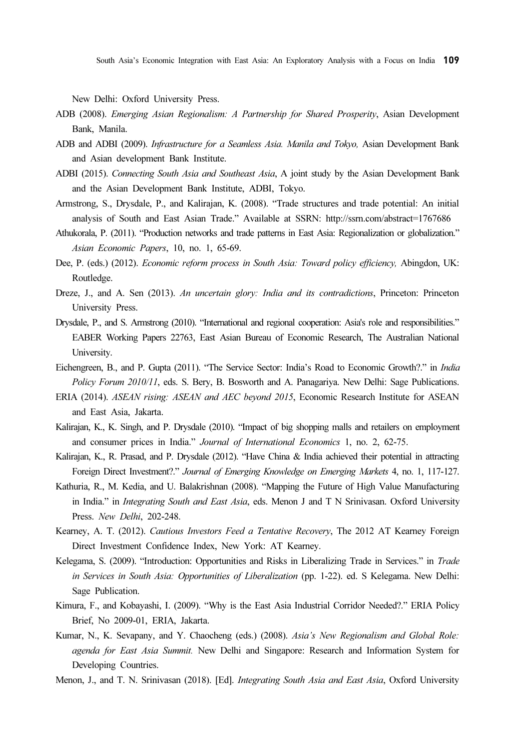New Delhi: Oxford University Press.

ADB (2008). *Emerging Asian Regionalism: A Partnership for Shared Prosperity*, Asian Development Bank, Manila.

ADB and ADBI (2009). *Infrastructure for a Seamless Asia. Manila and Tokyo,* Asian Development Bank and Asian development Bank Institute.

ADBI (2015). *Connecting South Asia and Southeast Asia*, A joint study by the Asian Development Bank and the Asian Development Bank Institute, ADBI, Tokyo.

Armstrong, S., Drysdale, P., and Kalirajan, K. (2008). "Trade structures and trade potential: An initial analysis of South and East Asian Trade." Available at SSRN: http://ssrn.com/abstract=1767686

Athukorala, P. (2011). "Production networks and trade patterns in East Asia: Regionalization or globalization." *Asian Economic Papers*, 10, no. 1, 65-69.

Dee, P. (eds.) (2012). *Economic reform process in South Asia: Toward policy efficiency,* Abingdon, UK: Routledge.

Dreze, J., and A. Sen (2013). *An uncertain glory: India and its contradictions*, Princeton: Princeton University Press.

Drysdale, P., and S. Armstrong (2010). "International and regional cooperation: Asia's role and responsibilities." EABER Working Papers 22763, East Asian Bureau of Economic Research, The Australian National University.

Eichengreen, B., and P. Gupta (2011). "The Service Sector: India's Road to Economic Growth?." in *India Policy Forum 2010/11*, eds. S. Bery, B. Bosworth and A. Panagariya. New Delhi: Sage Publications.

ERIA (2014). *ASEAN rising: ASEAN and AEC beyond 2015*, Economic Research Institute for ASEAN and East Asia, Jakarta.

Kalirajan, K., K. Singh, and P. Drysdale (2010). "Impact of big shopping malls and retailers on employment and consumer prices in India." *Journal of International Economics* 1, no. 2, 62-75.

Kalirajan, K., R. Prasad, and P. Drysdale (2012). "Have China & India achieved their potential in attracting Foreign Direct Investment?." *Journal of Emerging Knowledge on Emerging Markets* 4, no. 1, 117-127.

Kathuria, R., M. Kedia, and U. Balakrishnan (2008). "Mapping the Future of High Value Manufacturing in India." in *Integrating South and East Asia*, eds. Menon J and T N Srinivasan. Oxford University Press. *New Delhi*, 202-248.

Kearney, A. T. (2012). *Cautious Investors Feed a Tentative Recovery*, The 2012 AT Kearney Foreign Direct Investment Confidence Index, New York: AT Kearney.

Kelegama, S. (2009). "Introduction: Opportunities and Risks in Liberalizing Trade in Services." in *Trade in Services in South Asia: Opportunities of Liberalization* (pp. 1-22). ed. S Kelegama. New Delhi: Sage Publication.

Kimura, F., and Kobayashi, I. (2009). "Why is the East Asia Industrial Corridor Needed?." ERIA Policy Brief, No 2009-01, ERIA, Jakarta.

Kumar, N., K. Sevapany, and Y. Chaocheng (eds.) (2008). *Asia's New Regionalism and Global Role: agenda for East Asia Summit.* New Delhi and Singapore: Research and Information System for Developing Countries.

Menon, J., and T. N. Srinivasan (2018). [Ed]. *Integrating South Asia and East Asia*, Oxford University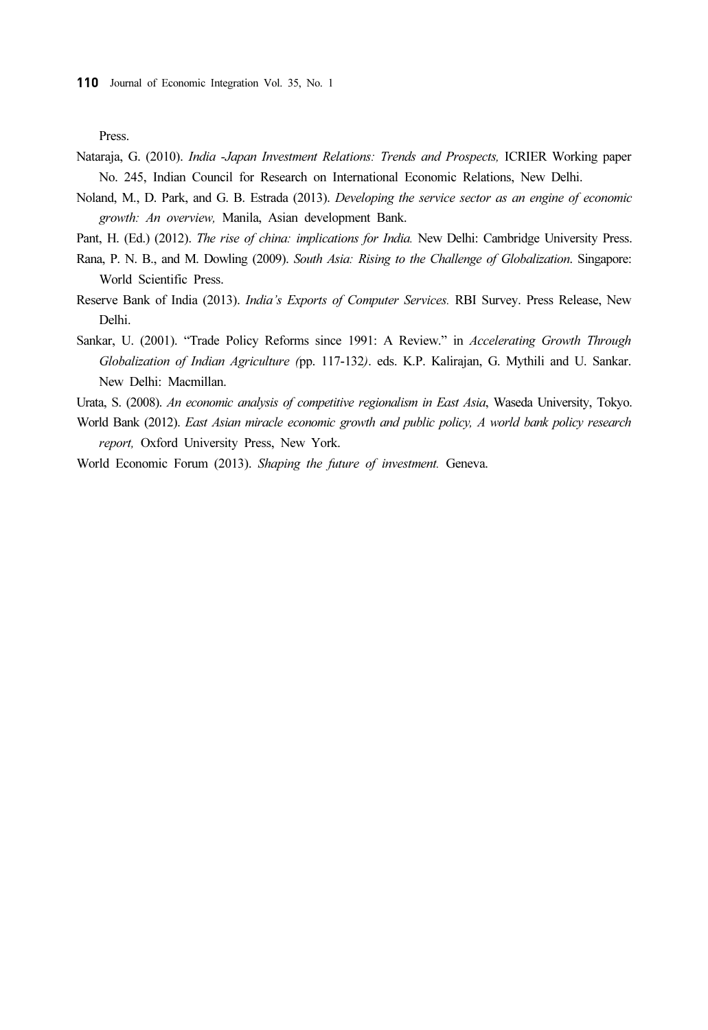Press.

Nataraja, G. (2010). *India -Japan Investment Relations: Trends and Prospects,* ICRIER Working paper No. 245, Indian Council for Research on International Economic Relations, New Delhi.

Noland, M., D. Park, and G. B. Estrada (2013). *Developing the service sector as an engine of economic growth: An overview,* Manila, Asian development Bank.

Pant, H. (Ed.) (2012). *The rise of china: implications for India.* New Delhi: Cambridge University Press.

Rana, P. N. B., and M. Dowling (2009). *South Asia: Rising to the Challenge of Globalization*. Singapore: World Scientific Press.

Reserve Bank of India (2013). *India's Exports of Computer Services.* RBI Survey. Press Release, New Delhi.

Sankar, U. (2001). "Trade Policy Reforms since 1991: A Review." in *Accelerating Growth Through Globalization of Indian Agriculture (*pp. 117-132*)*. eds. K.P. Kalirajan, G. Mythili and U. Sankar. New Delhi: Macmillan.

Urata, S. (2008). *An economic analysis of competitive regionalism in East Asia*, Waseda University, Tokyo.

World Bank (2012). *East Asian miracle economic growth and public policy, A world bank policy research report,* Oxford University Press, New York.

World Economic Forum (2013). *Shaping the future of investment.* Geneva.